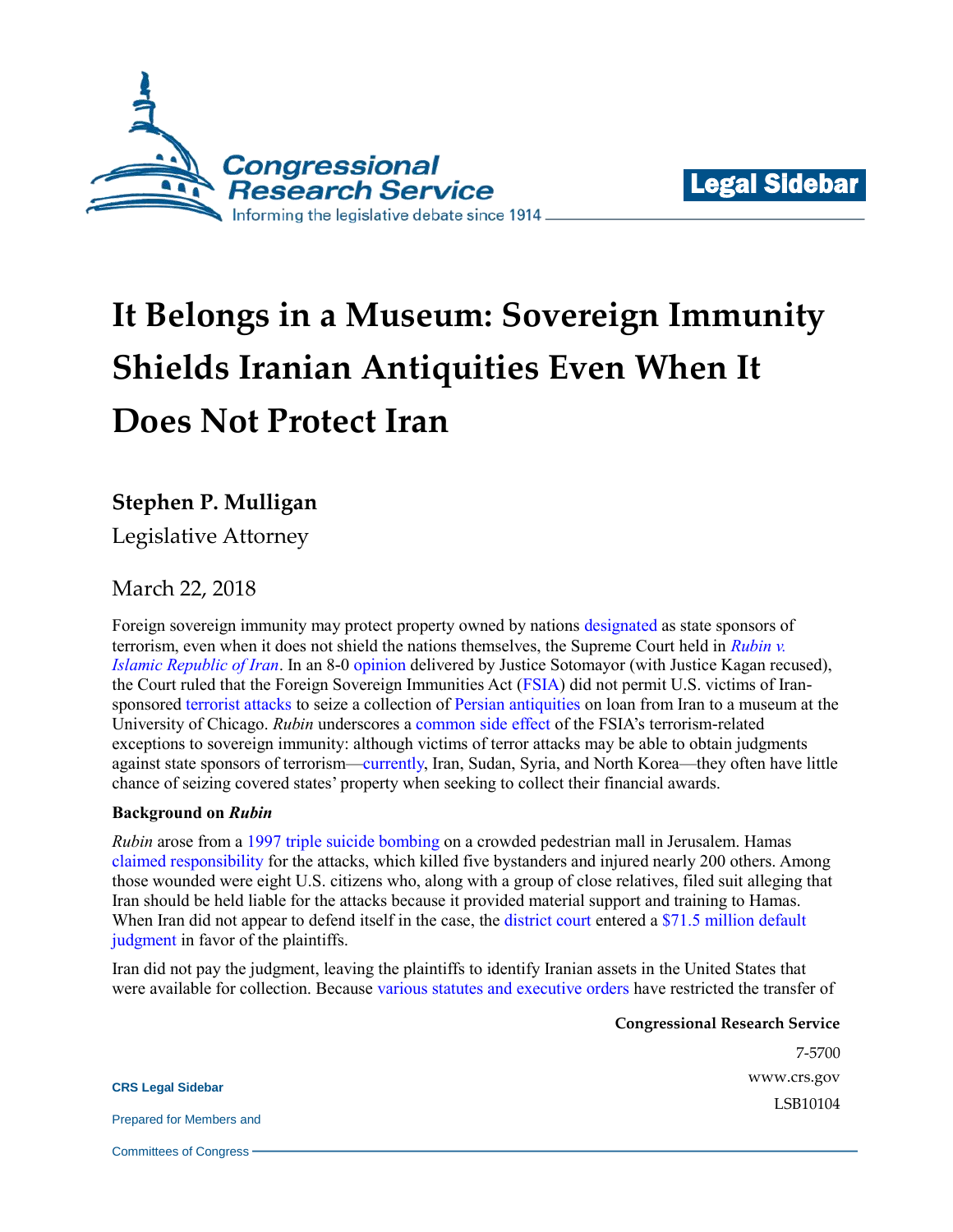# It Belongs in a Museum: Sovereign Immunity Shields Iranian Antiquities Even When It Does Not Protect Iran

**Stephen P. Mulligan**

Legislative Attorney

March 22, 2018

Foreign sovereign immunity may protect property owned by nations designated as state sponsors of terrorism, even when it does not shield the nations themselves, the Supreme Court held in *Rubin v. Islamic Republic of Iran*. In an 8-0 opinion delivered by Justice Sotomayor (with Justice Kagan recused), the Court ruled that the Foreign Sovereign Immunities Act (FSIA) did not permit U.S. victims of Iran-sponsored terrorist attacks to seize a collection of Persian antiquities on loan from Iran to a museum at the University of Chicago. *Rubin* underscores a common side effect of the FSIA's terrorism-related exceptions to sovereign immunity: although victims of terror attacks may be able to obtain judgments against state sponsors of terrorism—currently, Iran, Sudan, Syria, and North Korea—they often have little chance of seizing covered states' property when seeking to collect their financial awards.

**Background on *Rubin***

*Rubin* arose from a 1997 triple suicide bombing on a crowded pedestrian mall in Jerusalem. Hamas claimed responsibility for the attacks, which killed five bystanders and injured nearly 200 others. Among those wounded were eight U.S. citizens who, along with a group of close relatives, filed suit alleging that Iran should be held liable for the attacks because it provided material support and training to Hamas. When Iran did not appear to defend itself in the case, the district court entered a $71.5 million default judgment in favor of the plaintiffs.

Iran did not pay the judgment, leaving the plaintiffs to identify Iranian assets in the United States that were available for collection. Because various statutes and executive orders have restricted the transfer of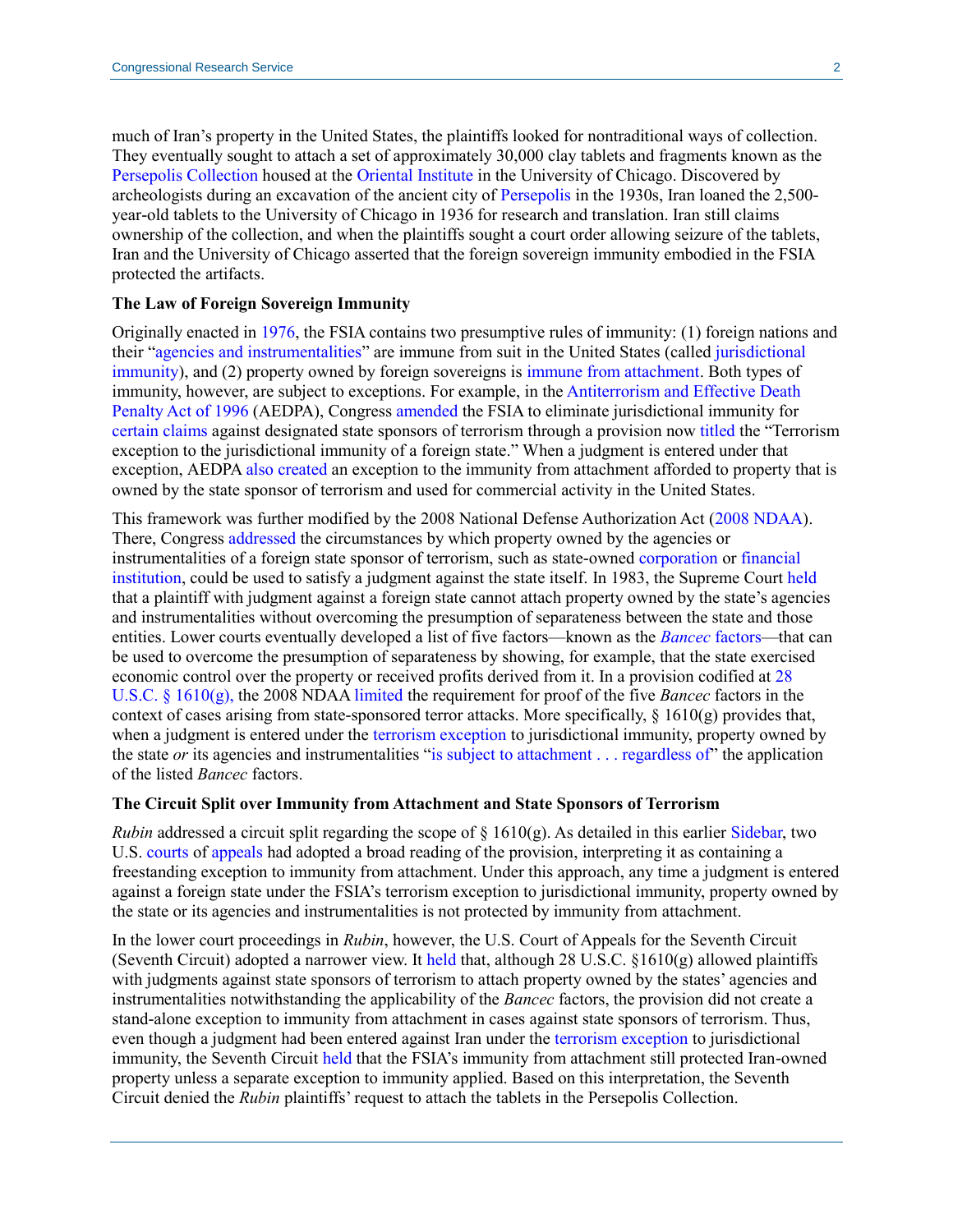much of Iran's property in the United States, the plaintiffs looked for nontraditional ways of collection. They eventually sought to attach a set of approximately 30,000 clay tablets and fragments known as the Persepolis Collection housed at the Oriental Institute in the University of Chicago. Discovered by archeologists during an excavation of the ancient city of Persepolis in the 1930s, Iran loaned the 2,500-year-old tablets to the University of Chicago in 1936 for research and translation. Iran still claims ownership of the collection, and when the plaintiffs sought a court order allowing seizure of the tablets, Iran and the University of Chicago asserted that the foreign sovereign immunity embodied in the FSIA protected the artifacts.

**The Law of Foreign Sovereign Immunity**

Originally enacted in 1976, the FSIA contains two presumptive rules of immunity: (1) foreign nations and their "agencies and instrumentalities" are immune from suit in the United States (called jurisdictional immunity), and (2) property owned by foreign sovereigns is immune from attachment. Both types of immunity, however, are subject to exceptions. For example, in the Antiterrorism and Effective Death Penalty Act of 1996 (AEDPA), Congress amended the FSIA to eliminate jurisdictional immunity for certain claims against designated state sponsors of terrorism through a provision now titled the "Terrorism exception to the jurisdictional immunity of a foreign state." When a judgment is entered under that exception, AEDPA also created an exception to the immunity from attachment afforded to property that is owned by the state sponsor of terrorism and used for commercial activity in the United States.

This framework was further modified by the 2008 National Defense Authorization Act (2008 NDAA). There, Congress addressed the circumstances by which property owned by the agencies or instrumentalities of a foreign state sponsor of terrorism, such as state-owned corporation or financial institution, could be used to satisfy a judgment against the state itself. In 1983, the Supreme Court held that a plaintiff with judgment against a foreign state cannot attach property owned by the state's agencies and instrumentalities without overcoming the presumption of separateness between the state and those entities. Lower courts eventually developed a list of five factors—known as the *Bancec* factors—that can be used to overcome the presumption of separateness by showing, for example, that the state exercised economic control over the property or received profits derived from it. In a provision codified at 28 U.S.C. § 1610(g), the 2008 NDAA limited the requirement for proof of the five *Bancec* factors in the context of cases arising from state-sponsored terror attacks. More specifically, § 1610(g) provides that, when a judgment is entered under the terrorism exception to jurisdictional immunity, property owned by the state *or* its agencies and instrumentalities "is subject to attachment . . . regardless of" the application of the listed *Bancec* factors.

**The Circuit Split over Immunity from Attachment and State Sponsors of Terrorism**

*Rubin* addressed a circuit split regarding the scope of § 1610(g). As detailed in this earlier Sidebar, two U.S. courts of appeals had adopted a broad reading of the provision, interpreting it as containing a freestanding exception to immunity from attachment. Under this approach, any time a judgment is entered against a foreign state under the FSIA's terrorism exception to jurisdictional immunity, property owned by the state or its agencies and instrumentalities is not protected by immunity from attachment.

In the lower court proceedings in *Rubin*, however, the U.S. Court of Appeals for the Seventh Circuit (Seventh Circuit) adopted a narrower view. It held that, although 28 U.S.C. §1610(g) allowed plaintiffs with judgments against state sponsors of terrorism to attach property owned by the states' agencies and instrumentalities notwithstanding the applicability of the *Bancec* factors, the provision did not create a stand-alone exception to immunity from attachment in cases against state sponsors of terrorism. Thus, even though a judgment had been entered against Iran under the terrorism exception to jurisdictional immunity, the Seventh Circuit held that the FSIA's immunity from attachment still protected Iran-owned property unless a separate exception to immunity applied. Based on this interpretation, the Seventh Circuit denied the *Rubin* plaintiffs' request to attach the tablets in the Persepolis Collection.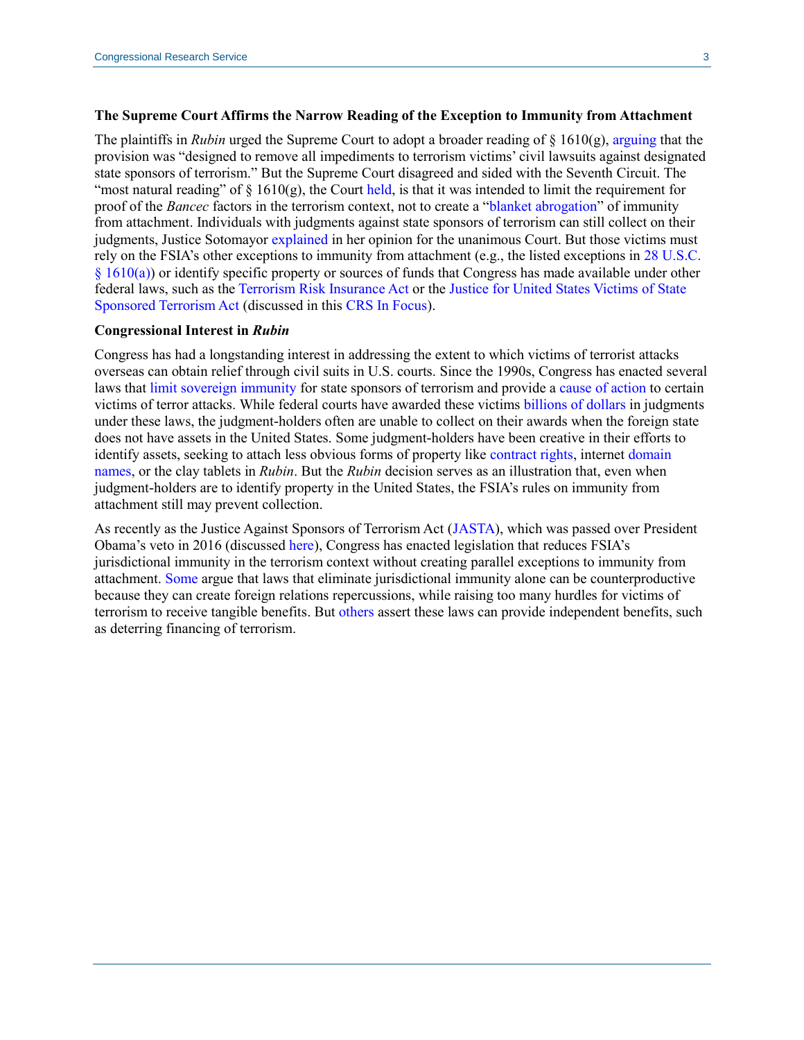### The Supreme Court Affirms the Narrow Reading of the Exception to Immunity from Attachment

The plaintiffs in *Rubin* urged the Supreme Court to adopt a broader reading of § 1610(g), arguing that the provision was "designed to remove all impediments to terrorism victims' civil lawsuits against designated state sponsors of terrorism." But the Supreme Court disagreed and sided with the Seventh Circuit. The "most natural reading" of § 1610(g), the Court held, is that it was intended to limit the requirement for proof of the *Bancec* factors in the terrorism context, not to create a "blanket abrogation" of immunity from attachment. Individuals with judgments against state sponsors of terrorism can still collect on their judgments, Justice Sotomayor explained in her opinion for the unanimous Court. But those victims must rely on the FSIA's other exceptions to immunity from attachment (e.g., the listed exceptions in 28 U.S.C. § 1610(a)) or identify specific property or sources of funds that Congress has made available under other federal laws, such as the Terrorism Risk Insurance Act or the Justice for United States Victims of State Sponsored Terrorism Act (discussed in this CRS In Focus).

### Congressional Interest in *Rubin*

Congress has had a longstanding interest in addressing the extent to which victims of terrorist attacks overseas can obtain relief through civil suits in U.S. courts. Since the 1990s, Congress has enacted several laws that limit sovereign immunity for state sponsors of terrorism and provide a cause of action to certain victims of terror attacks. While federal courts have awarded these victims billions of dollars in judgments under these laws, the judgment-holders often are unable to collect on their awards when the foreign state does not have assets in the United States. Some judgment-holders have been creative in their efforts to identify assets, seeking to attach less obvious forms of property like contract rights, internet domain names, or the clay tablets in *Rubin*. But the *Rubin* decision serves as an illustration that, even when judgment-holders are to identify property in the United States, the FSIA's rules on immunity from attachment still may prevent collection.

As recently as the Justice Against Sponsors of Terrorism Act (JASTA), which was passed over President Obama's veto in 2016 (discussed here), Congress has enacted legislation that reduces FSIA's jurisdictional immunity in the terrorism context without creating parallel exceptions to immunity from attachment. Some argue that laws that eliminate jurisdictional immunity alone can be counterproductive because they can create foreign relations repercussions, while raising too many hurdles for victims of terrorism to receive tangible benefits. But others assert these laws can provide independent benefits, such as deterring financing of terrorism.